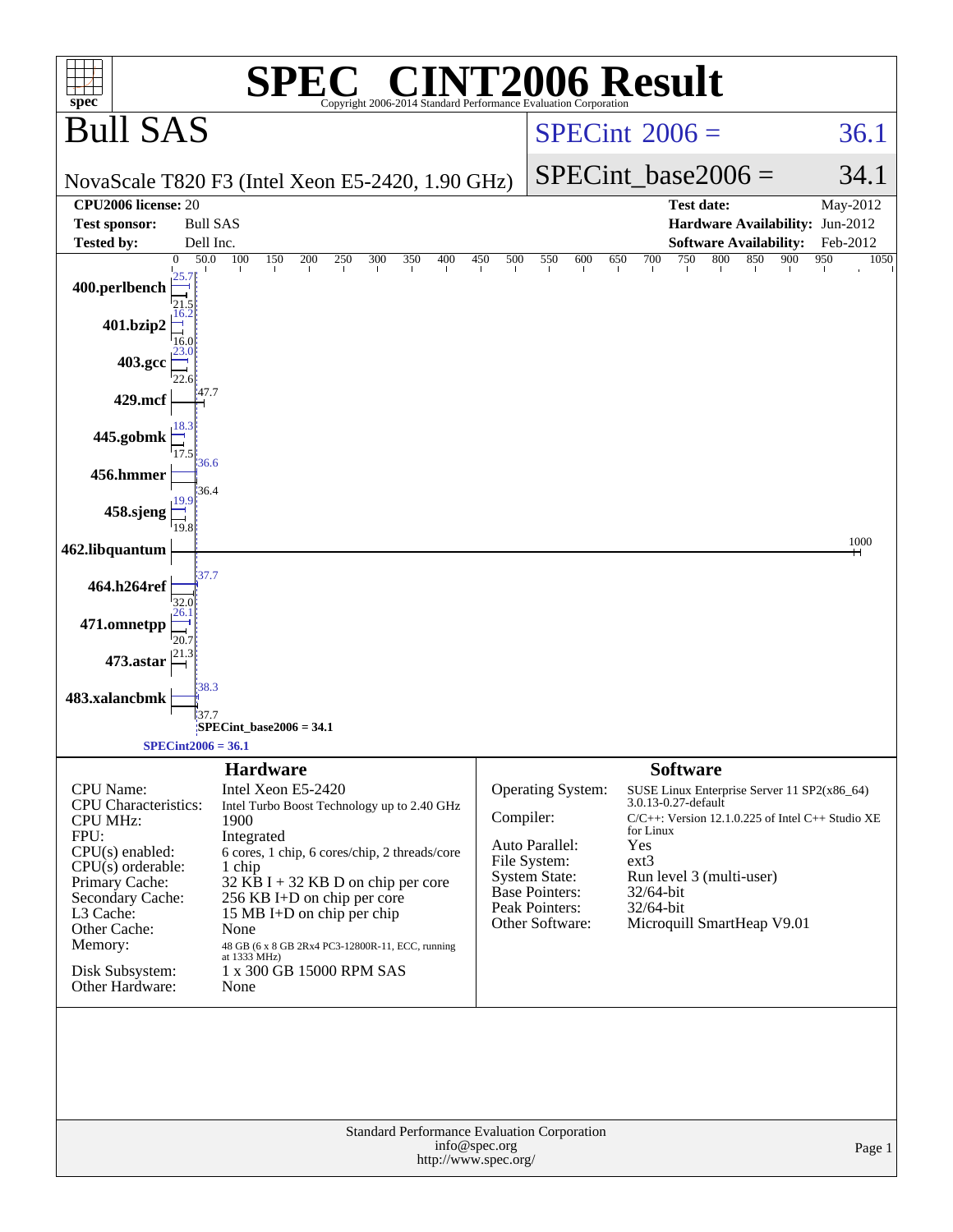# SPEC® CINT2006 Result

Copyright 2006-2014 Standard Performance Evaluation Corporation

## Bull SAS

NovaScale T820 F3 (Intel Xeon E5-2420, 1.90 GHz)

SPECint 2006 = 36.1

SPECint_base2006 = 34.1

| | | | |
|---|---|---|---|
| **CPU2006 license:** | 20 | **Test date:** | May-2012 |
| **Test sponsor:** | Bull SAS | **Hardware Availability:** | Jun-2012 |
| **Tested by:** | Dell Inc. | **Software Availability:** | Feb-2012 |

| Benchmark | Peak | Base |
|---|---|---|
| 400.perlbench | 25.7 | 21.5 |
| 401.bzip2 | 16.2 | 16.0 |
| 403.gcc | 23.0 | 22.6 |
| 429.mcf | | 47.7 |
| 445.gobmk | 18.3 | 17.5 |
| 456.hmmer | 36.6 | 36.4 |
| 458.sjeng | 19.9 | 19.8 |
| 462.libquantum | | 1000 |
| 464.h264ref | 37.7 | 32.0 |
| 471.omnetpp | 26.1 | 20.7 |
| 473.astar | | 21.3 |
| 483.xalancbmk | 38.3 | 37.7 |

SPECint_base2006 = 34.1

SPECint2006 = 36.1

### Hardware

| | |
|---|---|
| CPU Name: | Intel Xeon E5-2420 |
| CPU Characteristics: | Intel Turbo Boost Technology up to 2.40 GHz |
| CPU MHz: | 1900 |
| FPU: | Integrated |
| CPU(s) enabled: | 6 cores, 1 chip, 6 cores/chip, 2 threads/core |
| CPU(s) orderable: | 1 chip |
| Primary Cache: | 32 KB I + 32 KB D on chip per core |
| Secondary Cache: | 256 KB I+D on chip per core |
| L3 Cache: | 15 MB I+D on chip per chip |
| Other Cache: | None |
| Memory: | 48 GB (6 x 8 GB 2Rx4 PC3-12800R-11, ECC, running at 1333 MHz) |
| Disk Subsystem: | 1 x 300 GB 15000 RPM SAS |
| Other Hardware: | None |

### Software

| | |
|---|---|
| Operating System: | SUSE Linux Enterprise Server 11 SP2(x86_64) 3.0.13-0.27-default |
| Compiler: | C/C++: Version 12.1.0.225 of Intel C++ Studio XE for Linux |
| Auto Parallel: | Yes |
| File System: | ext3 |
| System State: | Run level 3 (multi-user) |
| Base Pointers: | 32/64-bit |
| Peak Pointers: | 32/64-bit |
| Other Software: | Microquill SmartHeap V9.01 |

Standard Performance Evaluation Corporation
info@spec.org
http://www.spec.org/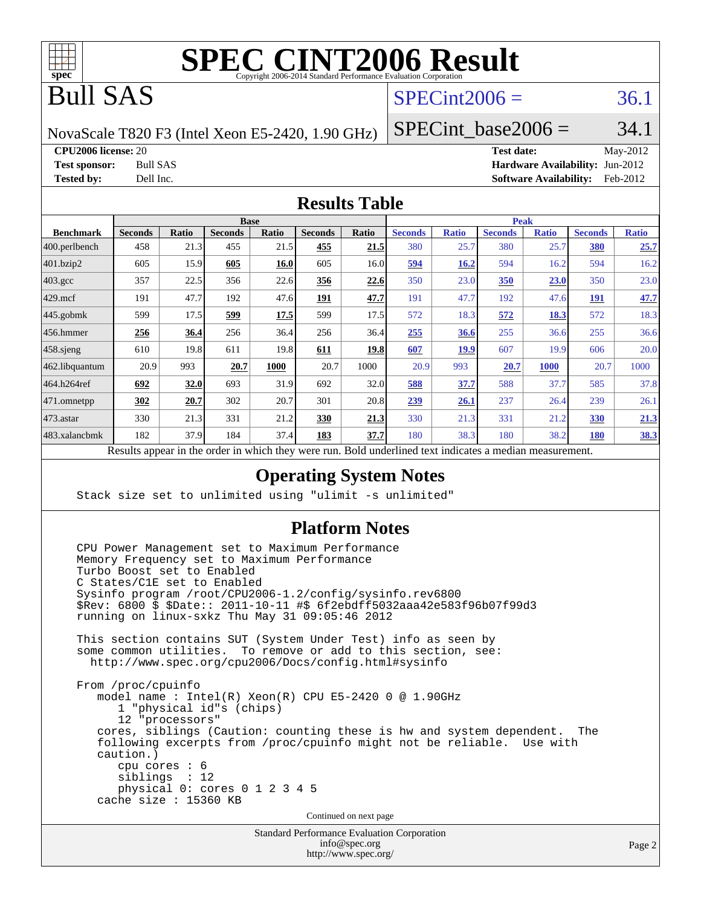# SPEC CINT2006 Result

Copyright 2006-2014 Standard Performance Evaluation Corporation

# Bull SAS

NovaScale T820 F3 (Intel Xeon E5-2420, 1.90 GHz)

SPECint2006 = 36.1

SPECint_base2006 = 34.1

**CPU2006 license:** 20
**Test sponsor:** Bull SAS
**Tested by:** Dell Inc.

**Test date:** May-2012
**Hardware Availability:** Jun-2012
**Software Availability:** Feb-2012

## Results Table

| Benchmark | Base | | | | | | Peak | | | | | |
|---|---|---|---|---|---|---|---|---|---|---|---|---|
| | Seconds | Ratio | Seconds | Ratio | Seconds | Ratio | Seconds | Ratio | Seconds | Ratio | Seconds | Ratio |
| 400.perlbench | 458 | 21.3 | 455 | 21.5 | **455** | **21.5** | 380 | 25.7 | 380 | 25.7 | **380** | **25.7** |
| 401.bzip2 | 605 | 15.9 | **605** | **16.0** | 605 | 16.0 | **594** | **16.2** | 594 | 16.2 | 594 | 16.2 |
| 403.gcc | 357 | 22.5 | 356 | 22.6 | **356** | **22.6** | 350 | 23.0 | **350** | **23.0** | 350 | 23.0 |
| 429.mcf | 191 | 47.7 | 192 | 47.6 | **191** | **47.7** | 191 | 47.7 | 192 | 47.6 | **191** | **47.7** |
| 445.gobmk | 599 | 17.5 | **599** | **17.5** | 599 | 17.5 | 572 | 18.3 | **572** | **18.3** | 572 | 18.3 |
| 456.hmmer | **256** | **36.4** | 256 | 36.4 | 256 | 36.4 | **255** | **36.6** | 255 | 36.6 | 255 | 36.6 |
| 458.sjeng | 610 | 19.8 | 611 | 19.8 | **611** | **19.8** | **607** | **19.9** | 607 | 19.9 | 606 | 20.0 |
| 462.libquantum | 20.9 | 993 | **20.7** | **1000** | 20.7 | 1000 | 20.9 | 993 | **20.7** | **1000** | 20.7 | 1000 |
| 464.h264ref | **692** | **32.0** | 693 | 31.9 | 692 | 32.0 | **588** | **37.7** | 588 | 37.7 | 585 | 37.8 |
| 471.omnetpp | **302** | **20.7** | 302 | 20.7 | 301 | 20.8 | **239** | **26.1** | 237 | 26.4 | 239 | 26.1 |
| 473.astar | 330 | 21.3 | 331 | 21.2 | **330** | **21.3** | 330 | 21.3 | 331 | 21.2 | **330** | **21.3** |
| 483.xalancbmk | 182 | 37.9 | 184 | 37.4 | **183** | **37.7** | 180 | 38.3 | 180 | 38.2 | **180** | **38.3** |

Results appear in the order in which they were run. Bold underlined text indicates a median measurement.

## Operating System Notes

```
Stack size set to unlimited using "ulimit -s unlimited"
```

## Platform Notes

```
CPU Power Management set to Maximum Performance
Memory Frequency set to Maximum Performance
Turbo Boost set to Enabled
C States/C1E set to Enabled
Sysinfo program /root/CPU2006-1.2/config/sysinfo.rev6800
$Rev: 6800 $ $Date:: 2011-10-11 #$ 6f2ebdff5032aaa42e583f96b07f99d3
running on linux-sxkz Thu May 31 09:05:46 2012

This section contains SUT (System Under Test) info as seen by
some common utilities.  To remove or add to this section, see:
  http://www.spec.org/cpu2006/Docs/config.html#sysinfo

From /proc/cpuinfo
   model name : Intel(R) Xeon(R) CPU E5-2420 0 @ 1.90GHz
      1 "physical id"s (chips)
      12 "processors"
   cores, siblings (Caution: counting these is hw and system dependent.  The
   following excerpts from /proc/cpuinfo might not be reliable.  Use with
   caution.)
      cpu cores : 6
      siblings  : 12
      physical 0: cores 0 1 2 3 4 5
   cache size : 15360 KB
```

Continued on next page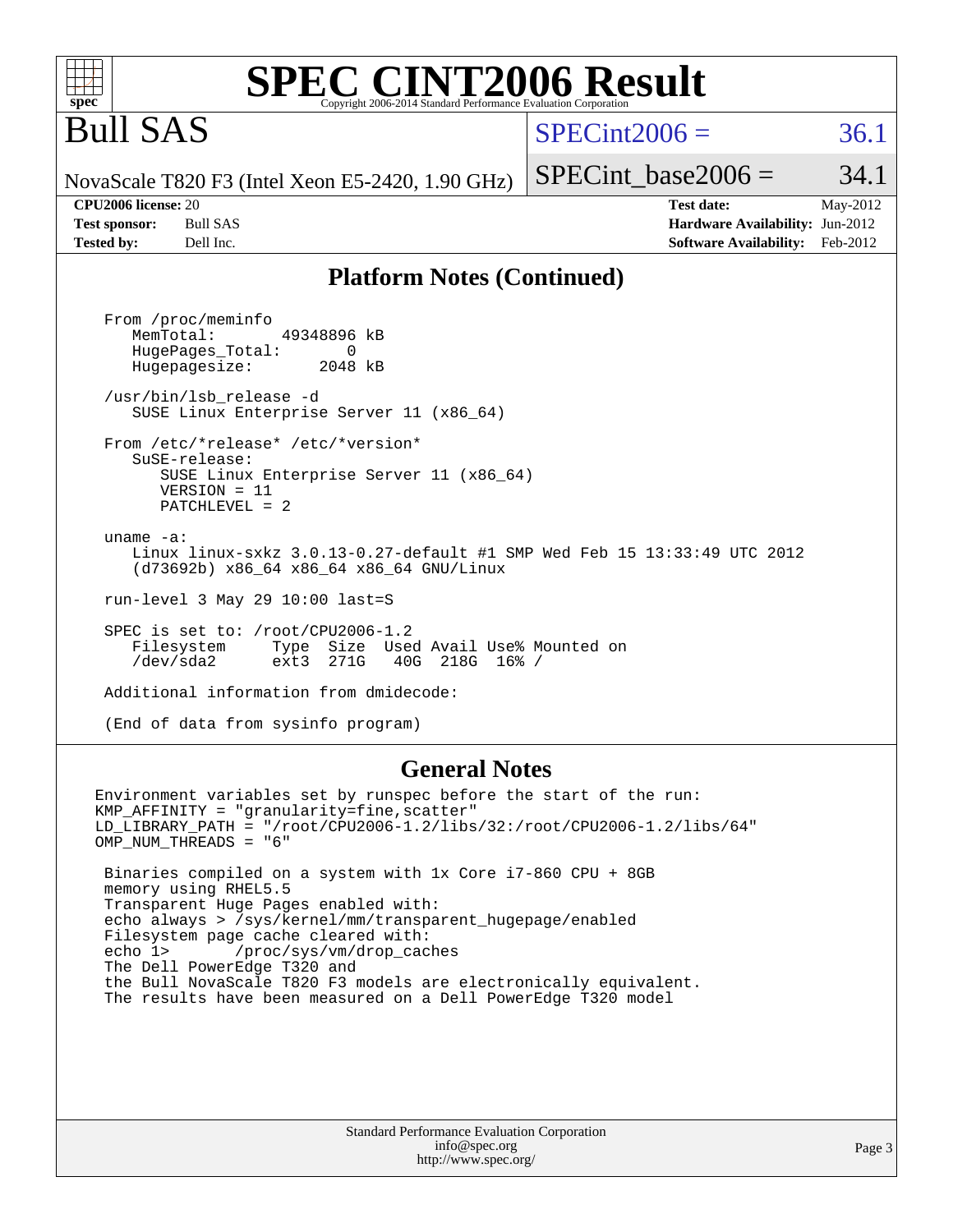# SPEC CINT2006 Result

## Bull SAS

NovaScale T820 F3 (Intel Xeon E5-2420, 1.90 GHz)

SPECint2006 = 36.1

SPECint_base2006 = 34.1

| | | | |
|---|---|---|---|
| **CPU2006 license:** | 20 | **Test date:** | May-2012 |
| **Test sponsor:** | Bull SAS | **Hardware Availability:** | Jun-2012 |
| **Tested by:** | Dell Inc. | **Software Availability:** | Feb-2012 |

## Platform Notes (Continued)

```
From /proc/meminfo
   MemTotal:       49348896 kB
   HugePages_Total:       0
   Hugepagesize:       2048 kB

/usr/bin/lsb_release -d
   SUSE Linux Enterprise Server 11 (x86_64)

From /etc/*release* /etc/*version*
   SuSE-release:
      SUSE Linux Enterprise Server 11 (x86_64)
      VERSION = 11
      PATCHLEVEL = 2

uname -a:
   Linux linux-sxkz 3.0.13-0.27-default #1 SMP Wed Feb 15 13:33:49 UTC 2012
   (d73692b) x86_64 x86_64 x86_64 GNU/Linux

run-level 3 May 29 10:00 last=S

SPEC is set to: /root/CPU2006-1.2
   Filesystem     Type  Size  Used Avail Use% Mounted on
   /dev/sda2      ext3  271G   40G  218G  16% /

Additional information from dmidecode:

(End of data from sysinfo program)
```

## General Notes

```
Environment variables set by runspec before the start of the run:
KMP_AFFINITY = "granularity=fine,scatter"
LD_LIBRARY_PATH = "/root/CPU2006-1.2/libs/32:/root/CPU2006-1.2/libs/64"
OMP_NUM_THREADS = "6"

 Binaries compiled on a system with 1x Core i7-860 CPU + 8GB
 memory using RHEL5.5
 Transparent Huge Pages enabled with:
 echo always > /sys/kernel/mm/transparent_hugepage/enabled
 Filesystem page cache cleared with:
 echo 1>       /proc/sys/vm/drop_caches
 The Dell PowerEdge T320 and
 the Bull NovaScale T820 F3 models are electronically equivalent.
 The results have been measured on a Dell PowerEdge T320 model
```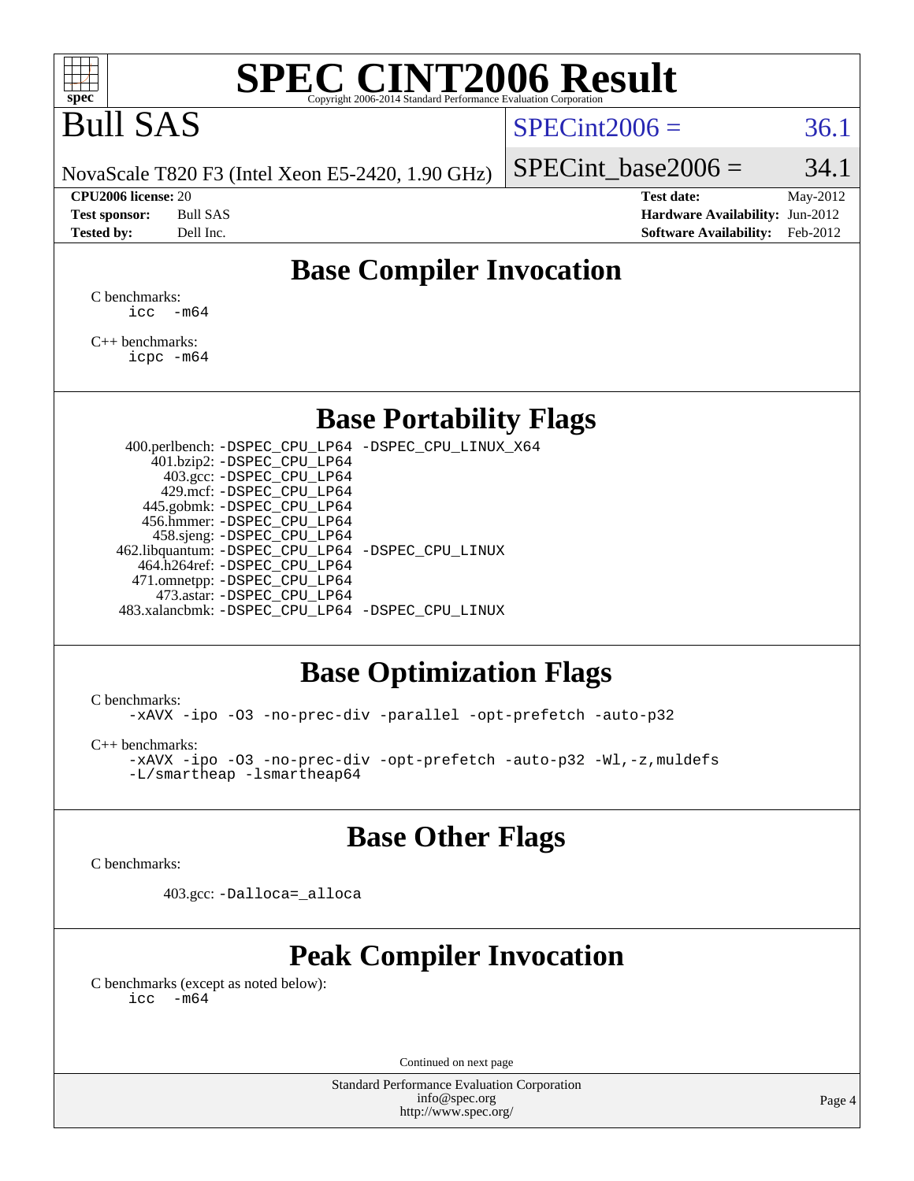# SPEC CINT2006 Result

Copyright 2006-2014 Standard Performance Evaluation Corporation

# Bull SAS

NovaScale T820 F3 (Intel Xeon E5-2420, 1.90 GHz)

SPECint2006 = 36.1

SPECint_base2006 = 34.1

| | | | |
|---|---|---|---|
| **CPU2006 license:** 20 | | **Test date:** | May-2012 |
| **Test sponsor:** | Bull SAS | **Hardware Availability:** | Jun-2012 |
| **Tested by:** | Dell Inc. | **Software Availability:** | Feb-2012 |

## Base Compiler Invocation

C benchmarks:

```
icc  -m64
```

C++ benchmarks:

```
icpc -m64
```

## Base Portability Flags

| | |
|---|---|
| 400.perlbench: | -DSPEC_CPU_LP64 -DSPEC_CPU_LINUX_X64 |
| 401.bzip2: | -DSPEC_CPU_LP64 |
| 403.gcc: | -DSPEC_CPU_LP64 |
| 429.mcf: | -DSPEC_CPU_LP64 |
| 445.gobmk: | -DSPEC_CPU_LP64 |
| 456.hmmer: | -DSPEC_CPU_LP64 |
| 458.sjeng: | -DSPEC_CPU_LP64 |
| 462.libquantum: | -DSPEC_CPU_LP64 -DSPEC_CPU_LINUX |
| 464.h264ref: | -DSPEC_CPU_LP64 |
| 471.omnetpp: | -DSPEC_CPU_LP64 |
| 473.astar: | -DSPEC_CPU_LP64 |
| 483.xalancbmk: | -DSPEC_CPU_LP64 -DSPEC_CPU_LINUX |

## Base Optimization Flags

C benchmarks:

```
-xAVX -ipo -O3 -no-prec-div -parallel -opt-prefetch -auto-p32
```

C++ benchmarks:

```
-xAVX -ipo -O3 -no-prec-div -opt-prefetch -auto-p32 -Wl,-z,muldefs
-L/smartheap -lsmartheap64
```

## Base Other Flags

C benchmarks:

403.gcc: `-Dalloca=_alloca`

## Peak Compiler Invocation

C benchmarks (except as noted below):

```
icc  -m64
```

Continued on next page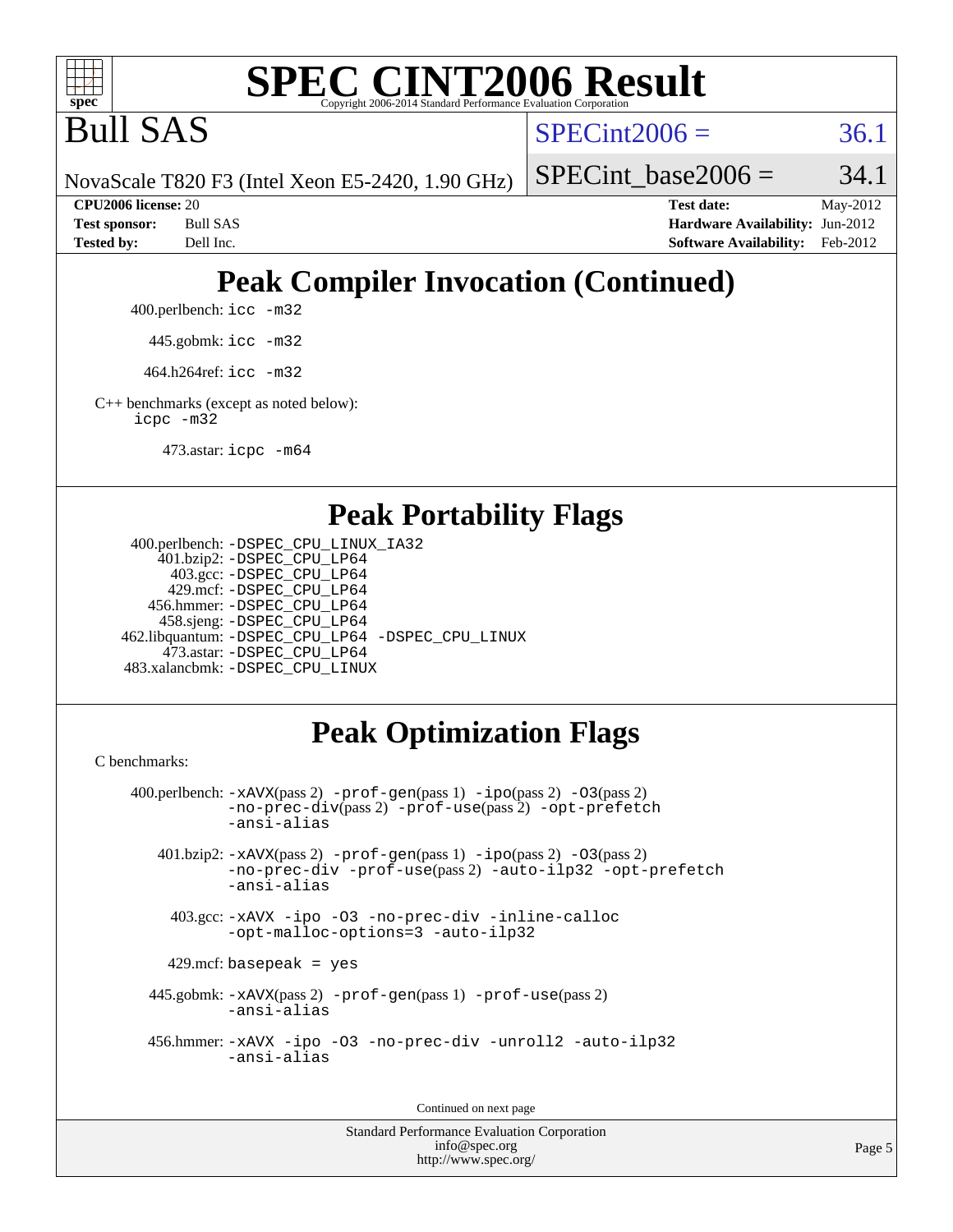# SPEC CINT2006 Result

Bull SAS

NovaScale T820 F3 (Intel Xeon E5-2420, 1.90 GHz)

SPECint2006 = 36.1

SPECint_base2006 = 34.1

**CPU2006 license:** 20
**Test sponsor:** Bull SAS
**Tested by:** Dell Inc.

**Test date:** May-2012
**Hardware Availability:** Jun-2012
**Software Availability:** Feb-2012

## Peak Compiler Invocation (Continued)

400.perlbench: `icc -m32`

445.gobmk: `icc -m32`

464.h264ref: `icc -m32`

C++ benchmarks (except as noted below):
`icpc -m32`

473.astar: `icpc -m64`

## Peak Portability Flags

400.perlbench: `-DSPEC_CPU_LINUX_IA32`
401.bzip2: `-DSPEC_CPU_LP64`
403.gcc: `-DSPEC_CPU_LP64`
429.mcf: `-DSPEC_CPU_LP64`
456.hmmer: `-DSPEC_CPU_LP64`
458.sjeng: `-DSPEC_CPU_LP64`
462.libquantum: `-DSPEC_CPU_LP64 -DSPEC_CPU_LINUX`
473.astar: `-DSPEC_CPU_LP64`
483.xalancbmk: `-DSPEC_CPU_LINUX`

## Peak Optimization Flags

C benchmarks:

400.perlbench: `-xAVX`(pass 2) `-prof-gen`(pass 1) `-ipo`(pass 2) `-O3`(pass 2) `-no-prec-div`(pass 2) `-prof-use`(pass 2) `-opt-prefetch` `-ansi-alias`

401.bzip2: `-xAVX`(pass 2) `-prof-gen`(pass 1) `-ipo`(pass 2) `-O3`(pass 2) `-no-prec-div` `-prof-use`(pass 2) `-auto-ilp32` `-opt-prefetch` `-ansi-alias`

403.gcc: `-xAVX -ipo -O3 -no-prec-div -inline-calloc -opt-malloc-options=3 -auto-ilp32`

429.mcf: `basepeak = yes`

445.gobmk: `-xAVX`(pass 2) `-prof-gen`(pass 1) `-prof-use`(pass 2) `-ansi-alias`

456.hmmer: `-xAVX -ipo -O3 -no-prec-div -unroll2 -auto-ilp32 -ansi-alias`

Continued on next page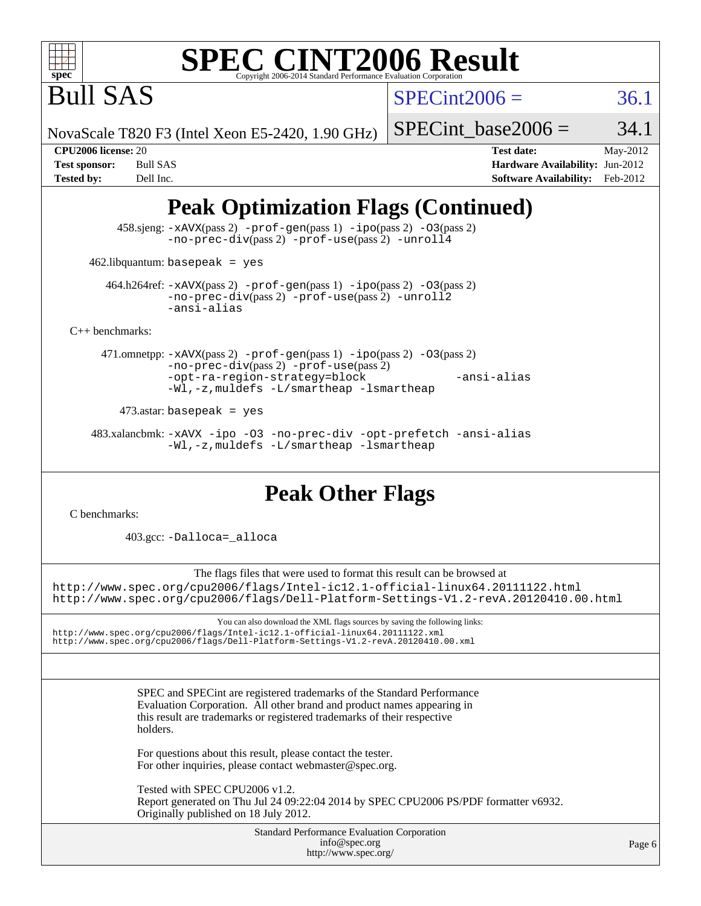# Peak Optimization Flags (Continued)

458.sjeng: -xAVX(pass 2) -prof-gen(pass 1) -ipo(pass 2) -O3(pass 2) -no-prec-div(pass 2) -prof-use(pass 2) -unroll4

462.libquantum: basepeak = yes

464.h264ref: -xAVX(pass 2) -prof-gen(pass 1) -ipo(pass 2) -O3(pass 2) -no-prec-div(pass 2) -prof-use(pass 2) -unroll2 -ansi-alias

C++ benchmarks:

471.omnetpp: -xAVX(pass 2) -prof-gen(pass 1) -ipo(pass 2) -O3(pass 2) -no-prec-div(pass 2) -prof-use(pass 2) -opt-ra-region-strategy=block -ansi-alias -Wl,-z,muldefs -L/smartheap -lsmartheap

473.astar: basepeak = yes

483.xalancbmk: -xAVX -ipo -O3 -no-prec-div -opt-prefetch -ansi-alias -Wl,-z,muldefs -L/smartheap -lsmartheap

# Peak Other Flags

C benchmarks:

403.gcc: -Dalloca=_alloca

The flags files that were used to format this result can be browsed at
http://www.spec.org/cpu2006/flags/Intel-ic12.1-official-linux64.20111122.html
http://www.spec.org/cpu2006/flags/Dell-Platform-Settings-V1.2-revA.20120410.00.html

You can also download the XML flags sources by saving the following links:
http://www.spec.org/cpu2006/flags/Intel-ic12.1-official-linux64.20111122.xml
http://www.spec.org/cpu2006/flags/Dell-Platform-Settings-V1.2-revA.20120410.00.xml

SPEC and SPECint are registered trademarks of the Standard Performance Evaluation Corporation. All other brand and product names appearing in this result are trademarks or registered trademarks of their respective holders.

For questions about this result, please contact the tester.
For other inquiries, please contact webmaster@spec.org.

Tested with SPEC CPU2006 v1.2.
Report generated on Thu Jul 24 09:22:04 2014 by SPEC CPU2006 PS/PDF formatter v6932.
Originally published on 18 July 2012.